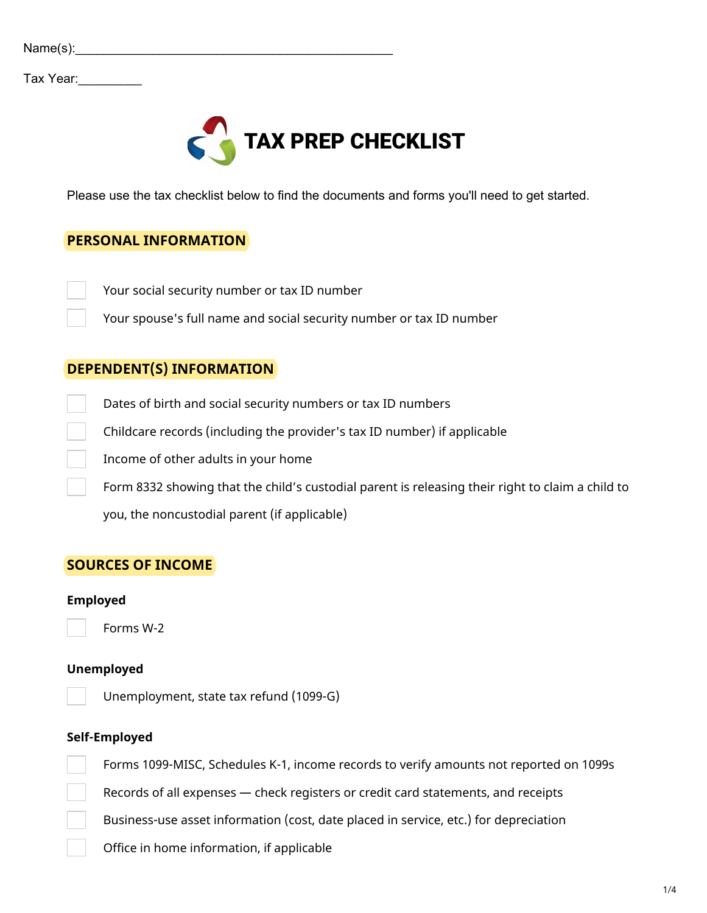Name(s):_______________________________________________

Tax Year:_________

# TAX PREP CHECKLIST

Please use the tax checklist below to find the documents and forms you'll need to get started.

## PERSONAL INFORMATION

- [ ] Your social security number or tax ID number
- [ ] Your spouse's full name and social security number or tax ID number

## DEPENDENT(S) INFORMATION

- [ ] Dates of birth and social security numbers or tax ID numbers
- [ ] Childcare records (including the provider's tax ID number) if applicable
- [ ] Income of other adults in your home
- [ ] Form 8332 showing that the child's custodial parent is releasing their right to claim a child to you, the noncustodial parent (if applicable)

## SOURCES OF INCOME

**Employed**

- [ ] Forms W-2

**Unemployed**

- [ ] Unemployment, state tax refund (1099-G)

**Self-Employed**

- [ ] Forms 1099-MISC, Schedules K-1, income records to verify amounts not reported on 1099s
- [ ] Records of all expenses — check registers or credit card statements, and receipts
- [ ] Business-use asset information (cost, date placed in service, etc.) for depreciation
- [ ] Office in home information, if applicable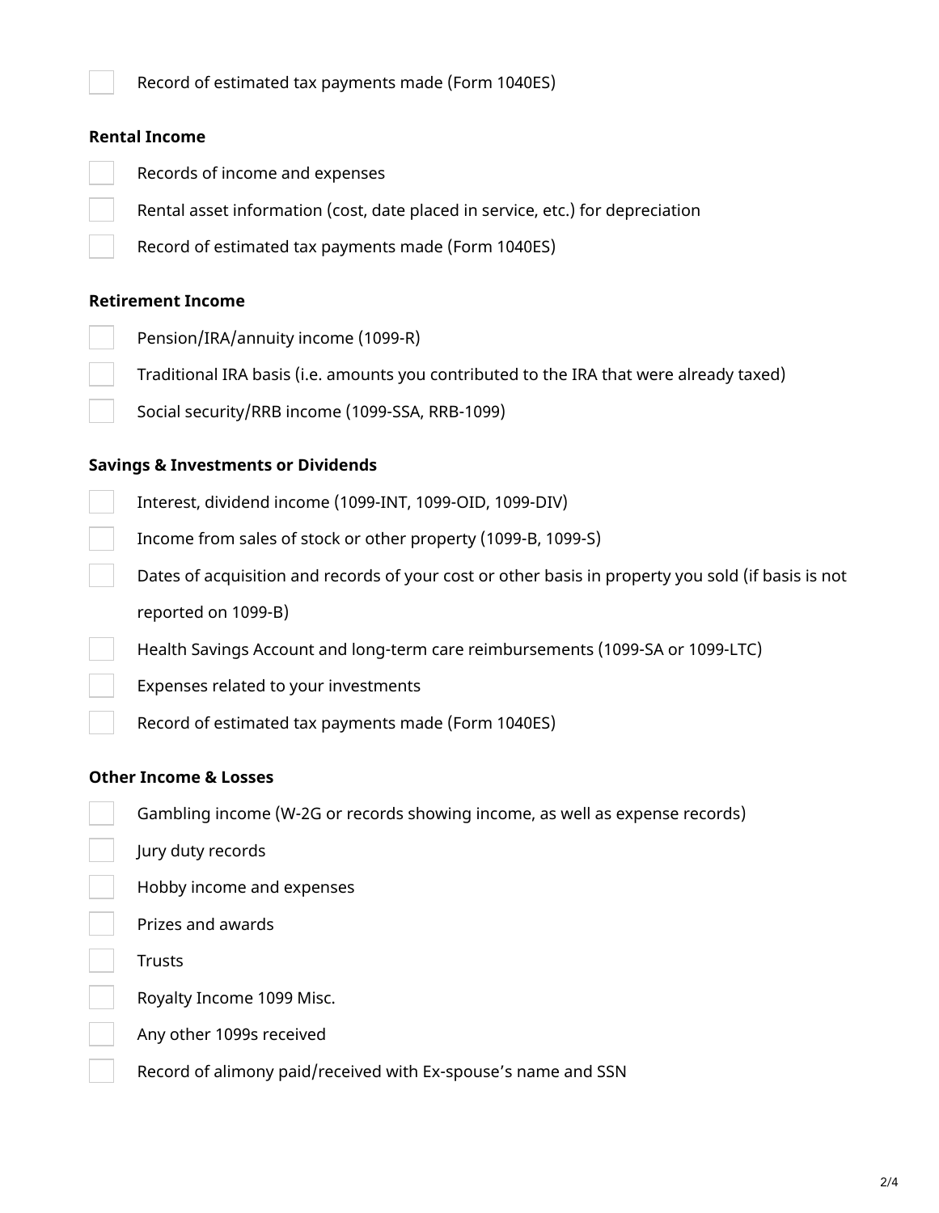- [ ] Record of estimated tax payments made (Form 1040ES)

**Rental Income**

- [ ] Records of income and expenses
- [ ] Rental asset information (cost, date placed in service, etc.) for depreciation
- [ ] Record of estimated tax payments made (Form 1040ES)

**Retirement Income**

- [ ] Pension/IRA/annuity income (1099-R)
- [ ] Traditional IRA basis (i.e. amounts you contributed to the IRA that were already taxed)
- [ ] Social security/RRB income (1099-SSA, RRB-1099)

**Savings & Investments or Dividends**

- [ ] Interest, dividend income (1099-INT, 1099-OID, 1099-DIV)
- [ ] Income from sales of stock or other property (1099-B, 1099-S)
- [ ] Dates of acquisition and records of your cost or other basis in property you sold (if basis is not reported on 1099-B)
- [ ] Health Savings Account and long-term care reimbursements (1099-SA or 1099-LTC)
- [ ] Expenses related to your investments
- [ ] Record of estimated tax payments made (Form 1040ES)

**Other Income & Losses**

- [ ] Gambling income (W-2G or records showing income, as well as expense records)
- [ ] Jury duty records
- [ ] Hobby income and expenses
- [ ] Prizes and awards
- [ ] Trusts
- [ ] Royalty Income 1099 Misc.
- [ ] Any other 1099s received
- [ ] Record of alimony paid/received with Ex-spouse's name and SSN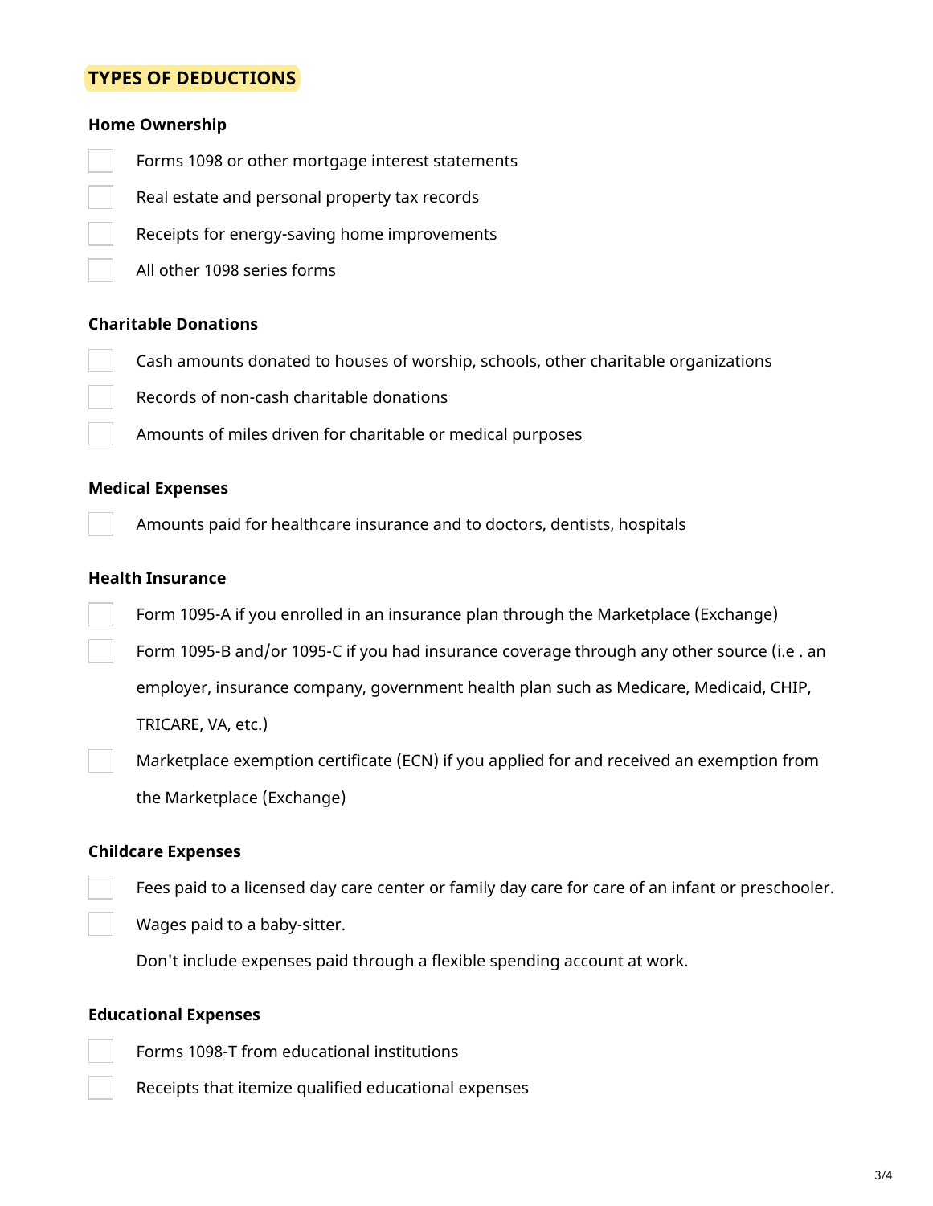## TYPES OF DEDUCTIONS

### Home Ownership

- [ ] Forms 1098 or other mortgage interest statements
- [ ] Real estate and personal property tax records
- [ ] Receipts for energy-saving home improvements
- [ ] All other 1098 series forms

### Charitable Donations

- [ ] Cash amounts donated to houses of worship, schools, other charitable organizations
- [ ] Records of non-cash charitable donations
- [ ] Amounts of miles driven for charitable or medical purposes

### Medical Expenses

- [ ] Amounts paid for healthcare insurance and to doctors, dentists, hospitals

### Health Insurance

- [ ] Form 1095-A if you enrolled in an insurance plan through the Marketplace (Exchange)
- [ ] Form 1095-B and/or 1095-C if you had insurance coverage through any other source (i.e . an employer, insurance company, government health plan such as Medicare, Medicaid, CHIP, TRICARE, VA, etc.)
- [ ] Marketplace exemption certificate (ECN) if you applied for and received an exemption from the Marketplace (Exchange)

### Childcare Expenses

- [ ] Fees paid to a licensed day care center or family day care for care of an infant or preschooler.
- [ ] Wages paid to a baby-sitter.

Don't include expenses paid through a flexible spending account at work.

### Educational Expenses

- [ ] Forms 1098-T from educational institutions
- [ ] Receipts that itemize qualified educational expenses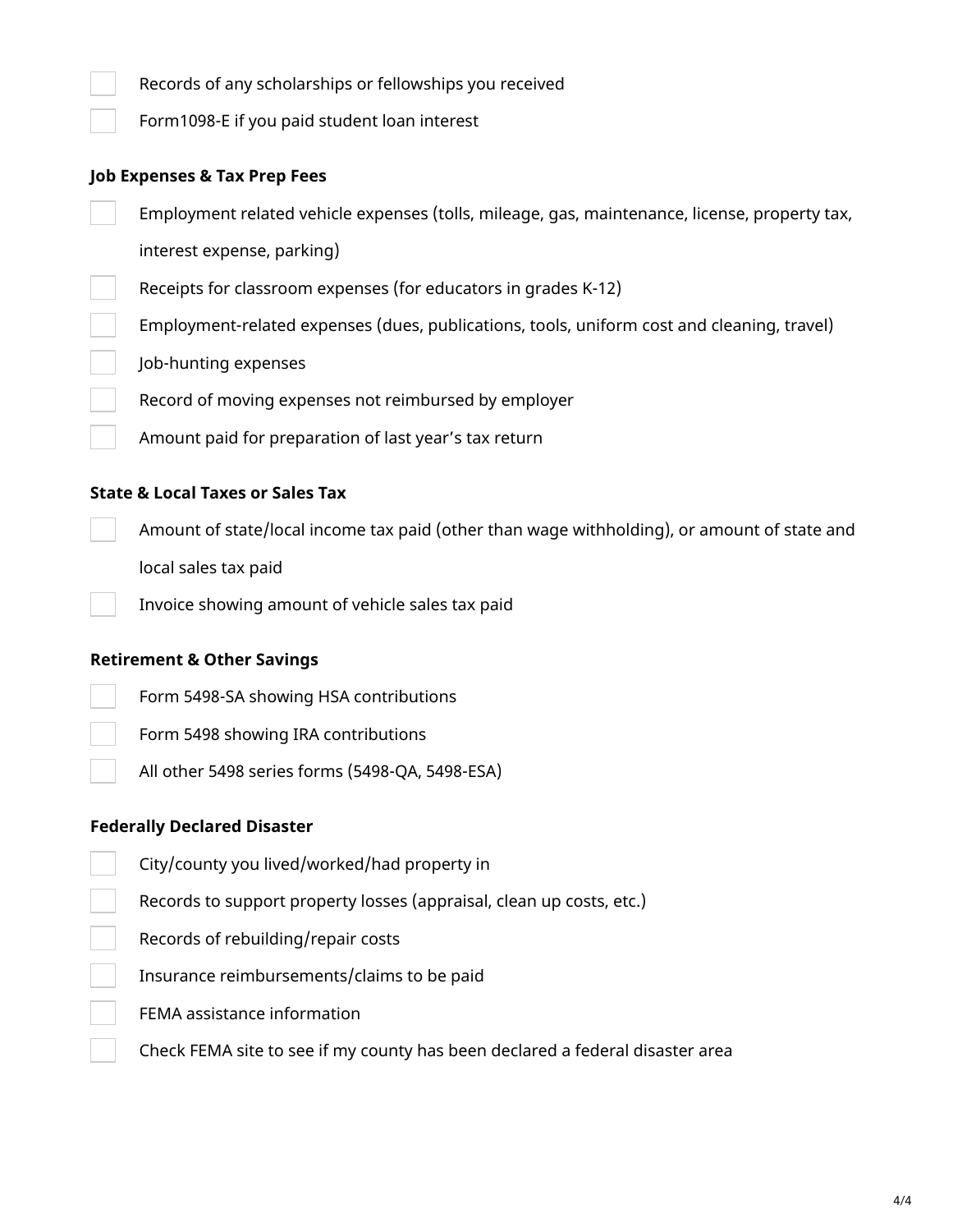- [ ] Records of any scholarships or fellowships you received
- [ ] Form1098-E if you paid student loan interest

**Job Expenses & Tax Prep Fees**

- [ ] Employment related vehicle expenses (tolls, mileage, gas, maintenance, license, property tax, interest expense, parking)
- [ ] Receipts for classroom expenses (for educators in grades K-12)
- [ ] Employment-related expenses (dues, publications, tools, uniform cost and cleaning, travel)
- [ ] Job-hunting expenses
- [ ] Record of moving expenses not reimbursed by employer
- [ ] Amount paid for preparation of last year's tax return

**State & Local Taxes or Sales Tax**

- [ ] Amount of state/local income tax paid (other than wage withholding), or amount of state and local sales tax paid
- [ ] Invoice showing amount of vehicle sales tax paid

**Retirement & Other Savings**

- [ ] Form 5498-SA showing HSA contributions
- [ ] Form 5498 showing IRA contributions
- [ ] All other 5498 series forms (5498-QA, 5498-ESA)

**Federally Declared Disaster**

- [ ] City/county you lived/worked/had property in
- [ ] Records to support property losses (appraisal, clean up costs, etc.)
- [ ] Records of rebuilding/repair costs
- [ ] Insurance reimbursements/claims to be paid
- [ ] FEMA assistance information
- [ ] Check FEMA site to see if my county has been declared a federal disaster area